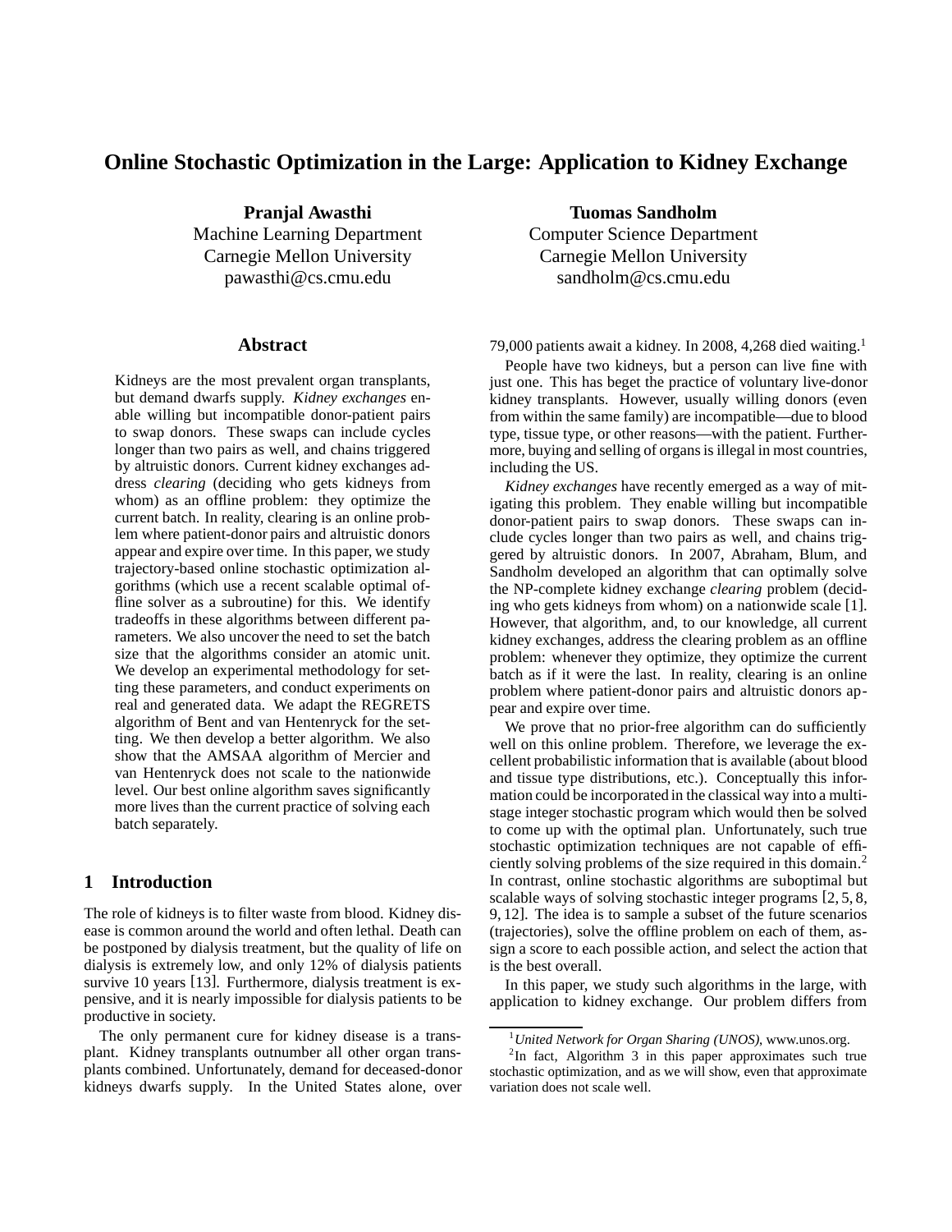# Online Stochastic Optimization in the Large: Application to Kidney Exchange

**Pranjal Awasthi**
Machine Learning Department
Carnegie Mellon University
pawasthi@cs.cmu.edu

**Tuomas Sandholm**
Computer Science Department
Carnegie Mellon University
sandholm@cs.cmu.edu

## Abstract

Kidneys are the most prevalent organ transplants, but demand dwarfs supply. *Kidney exchanges* enable willing but incompatible donor-patient pairs to swap donors. These swaps can include cycles longer than two pairs as well, and chains triggered by altruistic donors. Current kidney exchanges address *clearing* (deciding who gets kidneys from whom) as an offline problem: they optimize the current batch. In reality, clearing is an online problem where patient-donor pairs and altruistic donors appear and expire over time. In this paper, we study trajectory-based online stochastic optimization algorithms (which use a recent scalable optimal offline solver as a subroutine) for this. We identify tradeoffs in these algorithms between different parameters. We also uncover the need to set the batch size that the algorithms consider an atomic unit. We develop an experimental methodology for setting these parameters, and conduct experiments on real and generated data. We adapt the REGRETS algorithm of Bent and van Hentenryck for the setting. We then develop a better algorithm. We also show that the AMSAA algorithm of Mercier and van Hentenryck does not scale to the nationwide level. Our best online algorithm saves significantly more lives than the current practice of solving each batch separately.

## 1 Introduction

The role of kidneys is to filter waste from blood. Kidney disease is common around the world and often lethal. Death can be postponed by dialysis treatment, but the quality of life on dialysis is extremely low, and only 12% of dialysis patients survive 10 years [13]. Furthermore, dialysis treatment is expensive, and it is nearly impossible for dialysis patients to be productive in society.

The only permanent cure for kidney disease is a transplant. Kidney transplants outnumber all other organ transplants combined. Unfortunately, demand for deceased-donor kidneys dwarfs supply. In the United States alone, over 79,000 patients await a kidney. In 2008, 4,268 died waiting.[1]

People have two kidneys, but a person can live fine with just one. This has beget the practice of voluntary live-donor kidney transplants. However, usually willing donors (even from within the same family) are incompatible—due to blood type, tissue type, or other reasons—with the patient. Furthermore, buying and selling of organs is illegal in most countries, including the US.

*Kidney exchanges* have recently emerged as a way of mitigating this problem. They enable willing but incompatible donor-patient pairs to swap donors. These swaps can include cycles longer than two pairs as well, and chains triggered by altruistic donors. In 2007, Abraham, Blum, and Sandholm developed an algorithm that can optimally solve the NP-complete kidney exchange *clearing* problem (deciding who gets kidneys from whom) on a nationwide scale [1]. However, that algorithm, and, to our knowledge, all current kidney exchanges, address the clearing problem as an offline problem: whenever they optimize, they optimize the current batch as if it were the last. In reality, clearing is an online problem where patient-donor pairs and altruistic donors appear and expire over time.

We prove that no prior-free algorithm can do sufficiently well on this online problem. Therefore, we leverage the excellent probabilistic information that is available (about blood and tissue type distributions, etc.). Conceptually this information could be incorporated in the classical way into a multi-stage integer stochastic program which would then be solved to come up with the optimal plan. Unfortunately, such true stochastic optimization techniques are not capable of efficiently solving problems of the size required in this domain.[2] In contrast, online stochastic algorithms are suboptimal but scalable ways of solving stochastic integer programs [2, 5, 8, 9, 12]. The idea is to sample a subset of the future scenarios (trajectories), solve the offline problem on each of them, assign a score to each possible action, and select the action that is the best overall.

In this paper, we study such algorithms in the large, with application to kidney exchange. Our problem differs from

[1] *United Network for Organ Sharing (UNOS)*, www.unos.org.

[2] In fact, Algorithm 3 in this paper approximates such true stochastic optimization, and as we will show, even that approximate variation does not scale well.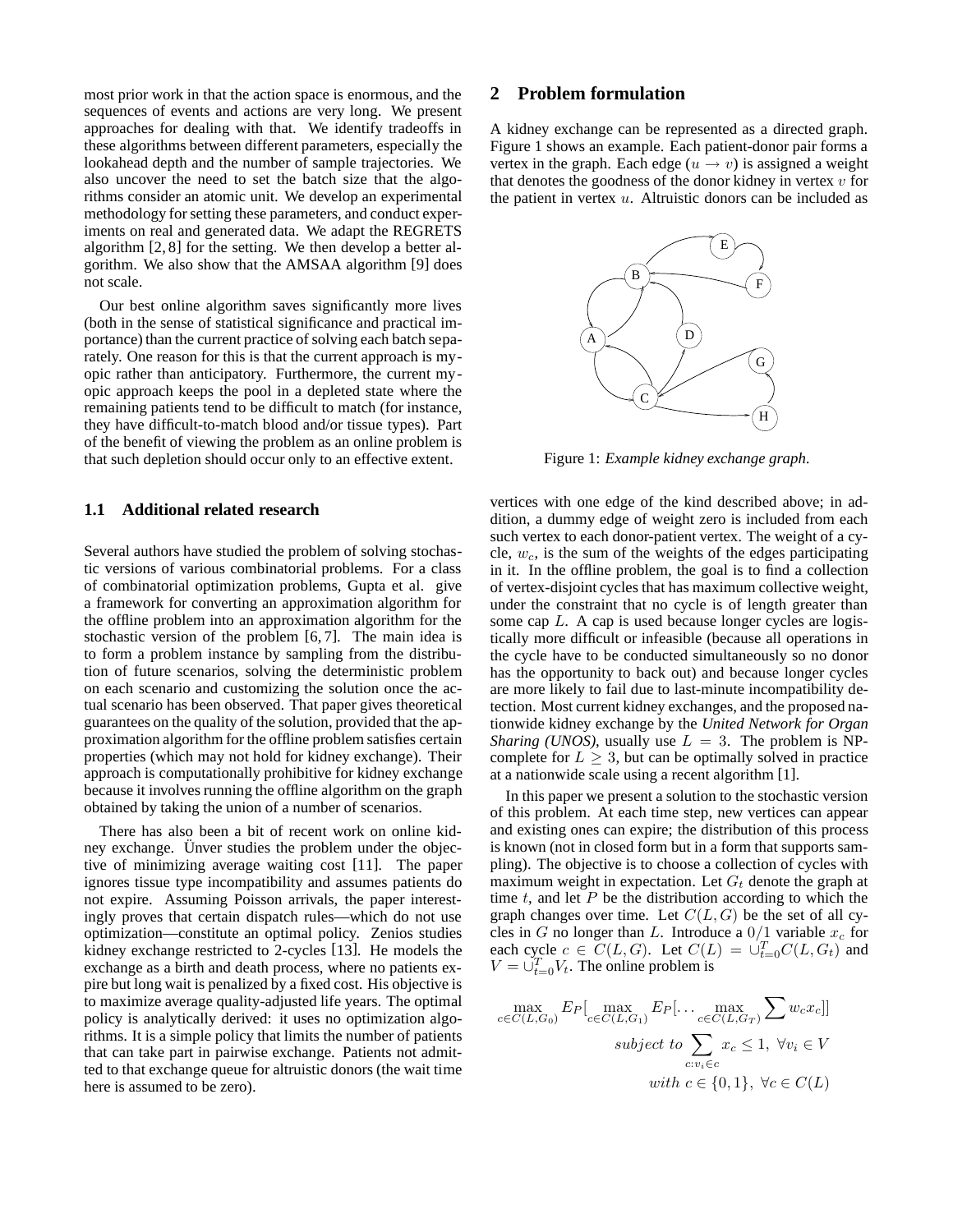most prior work in that the action space is enormous, and the sequences of events and actions are very long. We present approaches for dealing with that. We identify tradeoffs in these algorithms between different parameters, especially the lookahead depth and the number of sample trajectories. We also uncover the need to set the batch size that the algorithms consider an atomic unit. We develop an experimental methodology for setting these parameters, and conduct experiments on real and generated data. We adapt the REGRETS algorithm [2, 8] for the setting. We then develop a better algorithm. We also show that the AMSAA algorithm [9] does not scale.

Our best online algorithm saves significantly more lives (both in the sense of statistical significance and practical importance) than the current practice of solving each batch separately. One reason for this is that the current approach is myopic rather than anticipatory. Furthermore, the current myopic approach keeps the pool in a depleted state where the remaining patients tend to be difficult to match (for instance, they have difficult-to-match blood and/or tissue types). Part of the benefit of viewing the problem as an online problem is that such depletion should occur only to an effective extent.

### 1.1 Additional related research

Several authors have studied the problem of solving stochastic versions of various combinatorial problems. For a class of combinatorial optimization problems, Gupta et al. give a framework for converting an approximation algorithm for the offline problem into an approximation algorithm for the stochastic version of the problem [6, 7]. The main idea is to form a problem instance by sampling from the distribution of future scenarios, solving the deterministic problem on each scenario and customizing the solution once the actual scenario has been observed. That paper gives theoretical guarantees on the quality of the solution, provided that the approximation algorithm for the offline problem satisfies certain properties (which may not hold for kidney exchange). Their approach is computationally prohibitive for kidney exchange because it involves running the offline algorithm on the graph obtained by taking the union of a number of scenarios.

There has also been a bit of recent work on online kidney exchange. Ünver studies the problem under the objective of minimizing average waiting cost [11]. The paper ignores tissue type incompatibility and assumes patients do not expire. Assuming Poisson arrivals, the paper interestingly proves that certain dispatch rules—which do not use optimization—constitute an optimal policy. Zenios studies kidney exchange restricted to 2-cycles [13]. He models the exchange as a birth and death process, where no patients expire but long wait is penalized by a fixed cost. His objective is to maximize average quality-adjusted life years. The optimal policy is analytically derived: it uses no optimization algorithms. It is a simple policy that limits the number of patients that can take part in pairwise exchange. Patients not admitted to that exchange queue for altruistic donors (the wait time here is assumed to be zero).

## 2 Problem formulation

A kidney exchange can be represented as a directed graph. Figure 1 shows an example. Each patient-donor pair forms a vertex in the graph. Each edge ($u \rightarrow v$) is assigned a weight that denotes the goodness of the donor kidney in vertex $v$ for the patient in vertex $u$. Altruistic donors can be included as vertices with one edge of the kind described above; in addition, a dummy edge of weight zero is included from each such vertex to each donor-patient vertex. The weight of a cycle, $w_c$, is the sum of the weights of the edges participating in it. In the offline problem, the goal is to find a collection of vertex-disjoint cycles that has maximum collective weight, under the constraint that no cycle is of length greater than some cap $L$. A cap is used because longer cycles are logistically more difficult or infeasible (because all operations in the cycle have to be conducted simultaneously so no donor has the opportunity to back out) and because longer cycles are more likely to fail due to last-minute incompatibility detection. Most current kidney exchanges, and the proposed nationwide kidney exchange by the *United Network for Organ Sharing (UNOS)*, usually use $L = 3$. The problem is NP-complete for $L \geq 3$, but can be optimally solved in practice at a nationwide scale using a recent algorithm [1].

Figure 1: *Example kidney exchange graph.*

In this paper we present a solution to the stochastic version of this problem. At each time step, new vertices can appear and existing ones can expire; the distribution of this process is known (not in closed form but in a form that supports sampling). The objective is to choose a collection of cycles with maximum weight in expectation. Let $G_t$ denote the graph at time $t$, and let $P$ be the distribution according to which the graph changes over time. Let $C(L, G)$ be the set of all cycles in $G$ no longer than $L$. Introduce a $0/1$ variable $x_c$ for each cycle $c \in C(L, G)$. Let $C(L) = \cup_{t=0}^{T} C(L, G_t)$ and $V = \cup_{t=0}^{T} V_t$. The online problem is

$$\max_{c \in C(L,G_0)} E_P[\max_{c \in C(L,G_1)} E_P[\ldots \max_{c \in C(L,G_T)} \sum w_c x_c]]$$

$$\textit{subject to} \sum_{c: v_i \in c} x_c \leq 1, \ \forall v_i \in V$$

$$\textit{with } c \in \{0, 1\}, \ \forall c \in C(L)$$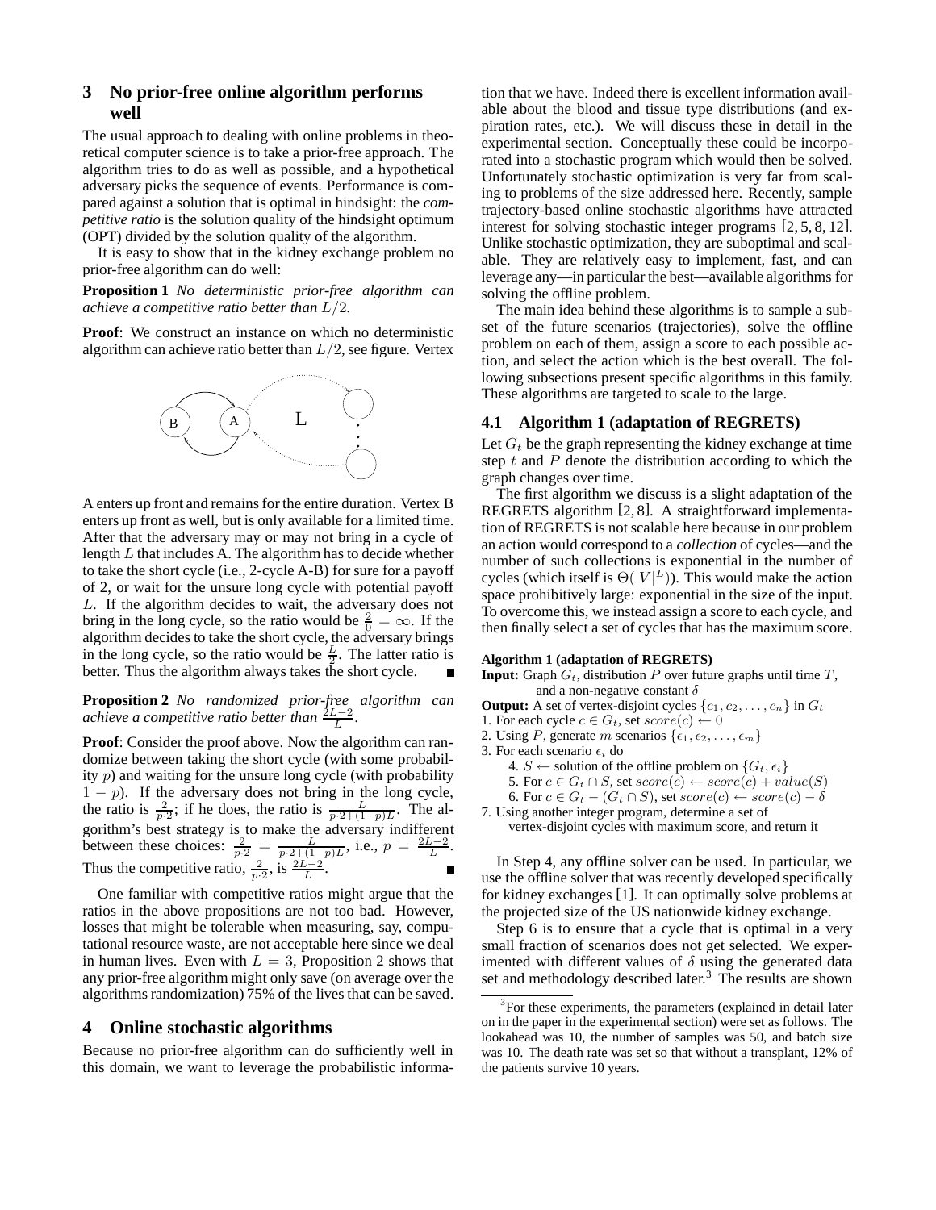## 3 No prior-free online algorithm performs well

The usual approach to dealing with online problems in theoretical computer science is to take a prior-free approach. The algorithm tries to do as well as possible, and a hypothetical adversary picks the sequence of events. Performance is compared against a solution that is optimal in hindsight: the *competitive ratio* is the solution quality of the hindsight optimum (OPT) divided by the solution quality of the algorithm.

It is easy to show that in the kidney exchange problem no prior-free algorithm can do well:

**Proposition 1** *No deterministic prior-free algorithm can achieve a competitive ratio better than $L/2$.*

**Proof**: We construct an instance on which no deterministic algorithm can achieve ratio better than $L/2$, see figure. Vertex A enters up front and remains for the entire duration. Vertex B enters up front as well, but is only available for a limited time. After that the adversary may or may not bring in a cycle of length $L$ that includes A. The algorithm has to decide whether to take the short cycle (i.e., 2-cycle A-B) for sure for a payoff of 2, or wait for the unsure long cycle with potential payoff $L$. If the algorithm decides to wait, the adversary does not bring in the long cycle, so the ratio would be $\frac{2}{0} = \infty$. If the algorithm decides to take the short cycle, the adversary brings in the long cycle, so the ratio would be $\frac{L}{2}$. The latter ratio is better. Thus the algorithm always takes the short cycle. ∎

**Proposition 2** *No randomized prior-free algorithm can achieve a competitive ratio better than $\frac{2L-2}{L}$.*

**Proof**: Consider the proof above. Now the algorithm can randomize between taking the short cycle (with some probability $p$) and waiting for the unsure long cycle (with probability $1 - p$). If the adversary does not bring in the long cycle, the ratio is $\frac{2}{p \cdot 2}$; if he does, the ratio is $\frac{L}{p \cdot 2 + (1-p)L}$. The algorithm's best strategy is to make the adversary indifferent between these choices: $\frac{2}{p \cdot 2} = \frac{L}{p \cdot 2 + (1-p)L}$, i.e., $p = \frac{2L-2}{L}$. Thus the competitive ratio, $\frac{2}{p \cdot 2}$, is $\frac{2L-2}{L}$. ∎

One familiar with competitive ratios might argue that the ratios in the above propositions are not too bad. However, losses that might be tolerable when measuring, say, computational resource waste, are not acceptable here since we deal in human lives. Even with $L = 3$, Proposition 2 shows that any prior-free algorithm might only save (on average over the algorithms randomization) 75% of the lives that can be saved.

## 4 Online stochastic algorithms

Because no prior-free algorithm can do sufficiently well in this domain, we want to leverage the probabilistic information that we have. Indeed there is excellent information available about the blood and tissue type distributions (and expiration rates, etc.). We will discuss these in detail in the experimental section. Conceptually these could be incorporated into a stochastic program which would then be solved. Unfortunately stochastic optimization is very far from scaling to problems of the size addressed here. Recently, sample trajectory-based online stochastic algorithms have attracted interest for solving stochastic integer programs [2, 5, 8, 12]. Unlike stochastic optimization, they are suboptimal and scalable. They are relatively easy to implement, fast, and can leverage any—in particular the best—available algorithms for solving the offline problem.

The main idea behind these algorithms is to sample a subset of the future scenarios (trajectories), solve the offline problem on each of them, assign a score to each possible action, and select the action which is the best overall. The following subsections present specific algorithms in this family. These algorithms are targeted to scale to the large.

### 4.1 Algorithm 1 (adaptation of REGRETS)

Let $G_t$ be the graph representing the kidney exchange at time step $t$ and $P$ denote the distribution according to which the graph changes over time.

The first algorithm we discuss is a slight adaptation of the REGRETS algorithm [2, 8]. A straightforward implementation of REGRETS is not scalable here because in our problem an action would correspond to a *collection* of cycles—and the number of such collections is exponential in the number of cycles (which itself is $\Theta(|V|^L)$). This would make the action space prohibitively large: exponential in the size of the input. To overcome this, we instead assign a score to each cycle, and then finally select a set of cycles that has the maximum score.

**Algorithm 1 (adaptation of REGRETS)**

**Input:** Graph $G_t$, distribution $P$ over future graphs until time $T$, and a non-negative constant $\delta$

**Output:** A set of vertex-disjoint cycles $\{c_1, c_2, \ldots, c_n\}$ in $G_t$

1. For each cycle $c \in G_t$, set $score(c) \leftarrow 0$
2. Using $P$, generate $m$ scenarios $\{\epsilon_1, \epsilon_2, \ldots, \epsilon_m\}$
3. For each scenario $\epsilon_i$ do
   4. $S \leftarrow$ solution of the offline problem on $\{G_t, \epsilon_i\}$
   5. For $c \in G_t \cap S$, set $score(c) \leftarrow score(c) + value(S)$
   6. For $c \in G_t - (G_t \cap S)$, set $score(c) \leftarrow score(c) - \delta$
7. Using another integer program, determine a set of vertex-disjoint cycles with maximum score, and return it

In Step 4, any offline solver can be used. In particular, we use the offline solver that was recently developed specifically for kidney exchanges [1]. It can optimally solve problems at the projected size of the US nationwide kidney exchange.

Step 6 is to ensure that a cycle that is optimal in a very small fraction of scenarios does not get selected. We experimented with different values of $\delta$ using the generated data set and methodology described later.[3] The results are shown

[3] For these experiments, the parameters (explained in detail later on in the paper in the experimental section) were set as follows. The lookahead was 10, the number of samples was 50, and batch size was 10. The death rate was set so that without a transplant, 12% of the patients survive 10 years.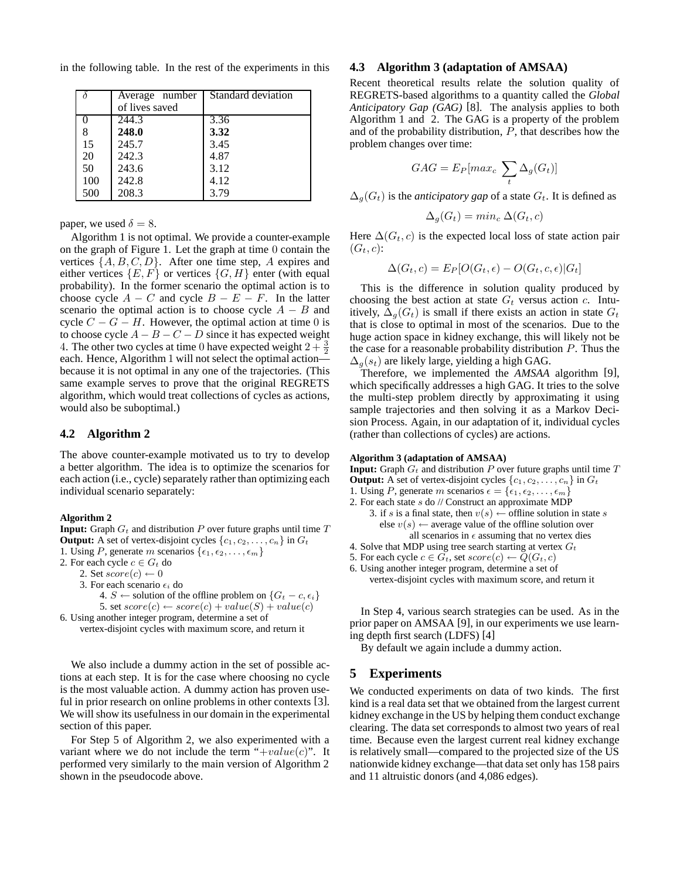in the following table. In the rest of the experiments in this

| $\delta$ | Average number of lives saved | Standard deviation |
|---|---|---|
| 0 | 244.3 | 3.36 |
| 8 | **248.0** | **3.32** |
| 15 | 245.7 | 3.45 |
| 20 | 242.3 | 4.87 |
| 50 | 243.6 | 3.12 |
| 100 | 242.8 | 4.12 |
| 500 | 208.3 | 3.79 |

paper, we used $\delta = 8$.

Algorithm 1 is not optimal. We provide a counter-example on the graph of Figure 1. Let the graph at time 0 contain the vertices $\{A, B, C, D\}$. After one time step, $A$ expires and either vertices $\{E, F\}$ or vertices $\{G, H\}$ enter (with equal probability). In the former scenario the optimal action is to choose cycle $A - C$ and cycle $B - E - F$. In the latter scenario the optimal action is to choose cycle $A - B$ and cycle $C - G - H$. However, the optimal action at time 0 is to choose cycle $A - B - C - D$ since it has expected weight 4. The other two cycles at time 0 have expected weight $2 + \frac{3}{2}$ each. Hence, Algorithm 1 will not select the optimal action—because it is not optimal in any one of the trajectories. (This same example serves to prove that the original REGRETS algorithm, which would treat collections of cycles as actions, would also be suboptimal.)

## 4.2 Algorithm 2

The above counter-example motivated us to try to develop a better algorithm. The idea is to optimize the scenarios for each action (i.e., cycle) separately rather than optimizing each individual scenario separately:

**Algorithm 2**
**Input:** Graph $G_t$ and distribution $P$ over future graphs until time $T$
**Output:** A set of vertex-disjoint cycles $\{c_1, c_2, \ldots, c_n\}$ in $G_t$
1. Using $P$, generate $m$ scenarios $\{\epsilon_1, \epsilon_2, \ldots, \epsilon_m\}$
2. For each cycle $c \in G_t$ do
   2. Set $score(c) \leftarrow 0$
   3. For each scenario $\epsilon_i$ do
      4. $S \leftarrow$ solution of the offline problem on $\{G_t - c, \epsilon_i\}$
      5. set $score(c) \leftarrow score(c) + value(S) + value(c)$
6. Using another integer program, determine a set of vertex-disjoint cycles with maximum score, and return it

We also include a dummy action in the set of possible actions at each step. It is for the case where choosing no cycle is the most valuable action. A dummy action has proven useful in prior research on online problems in other contexts [3]. We will show its usefulness in our domain in the experimental section of this paper.

For Step 5 of Algorithm 2, we also experimented with a variant where we do not include the term "$+value(c)$". It performed very similarly to the main version of Algorithm 2 shown in the pseudocode above.

## 4.3 Algorithm 3 (adaptation of AMSAA)

Recent theoretical results relate the solution quality of REGRETS-based algorithms to a quantity called the *Global Anticipatory Gap (GAG)* [8]. The analysis applies to both Algorithm 1 and 2. The GAG is a property of the problem and of the probability distribution, $P$, that describes how the problem changes over time:

$$GAG = E_P[max_c \sum_t \Delta_g(G_t)]$$

$\Delta_g(G_t)$ is the *anticipatory gap* of a state $G_t$. It is defined as

$$\Delta_g(G_t) = min_c \, \Delta(G_t, c)$$

Here $\Delta(G_t, c)$ is the expected local loss of state action pair $(G_t, c)$:

$$\Delta(G_t, c) = E_P[O(G_t, \epsilon) - O(G_t, c, \epsilon)|G_t]$$

This is the difference in solution quality produced by choosing the best action at state $G_t$ versus action $c$. Intuitively, $\Delta_g(G_t)$ is small if there exists an action in state $G_t$ that is close to optimal in most of the scenarios. Due to the huge action space in kidney exchange, this will likely not be the case for a reasonable probability distribution $P$. Thus the $\Delta_g(s_t)$ are likely large, yielding a high GAG.

Therefore, we implemented the *AMSAA* algorithm [9], which specifically addresses a high GAG. It tries to the solve the multi-step problem directly by approximating it using sample trajectories and then solving it as a Markov Decision Process. Again, in our adaptation of it, individual cycles (rather than collections of cycles) are actions.

**Algorithm 3 (adaptation of AMSAA)**
**Input:** Graph $G_t$ and distribution $P$ over future graphs until time $T$
**Output:** A set of vertex-disjoint cycles $\{c_1, c_2, \ldots, c_n\}$ in $G_t$
1. Using $P$, generate $m$ scenarios $\epsilon = \{\epsilon_1, \epsilon_2, \ldots, \epsilon_m\}$
2. For each state $s$ do // Construct an approximate MDP
   3. if $s$ is a final state, then $v(s) \leftarrow$ offline solution in state $s$
      else $v(s) \leftarrow$ average value of the offline solution over all scenarios in $\epsilon$ assuming that no vertex dies
4. Solve that MDP using tree search starting at vertex $G_t$
5. For each cycle $c \in G_t$, set $score(c) \leftarrow Q(G_t, c)$
6. Using another integer program, determine a set of vertex-disjoint cycles with maximum score, and return it

In Step 4, various search strategies can be used. As in the prior paper on AMSAA [9], in our experiments we use learning depth first search (LDFS) [4]

By default we again include a dummy action.

# 5 Experiments

We conducted experiments on data of two kinds. The first kind is a real data set that we obtained from the largest current kidney exchange in the US by helping them conduct exchange clearing. The data set corresponds to almost two years of real time. Because even the largest current real kidney exchange is relatively small—compared to the projected size of the US nationwide kidney exchange—that data set only has 158 pairs and 11 altruistic donors (and 4,086 edges).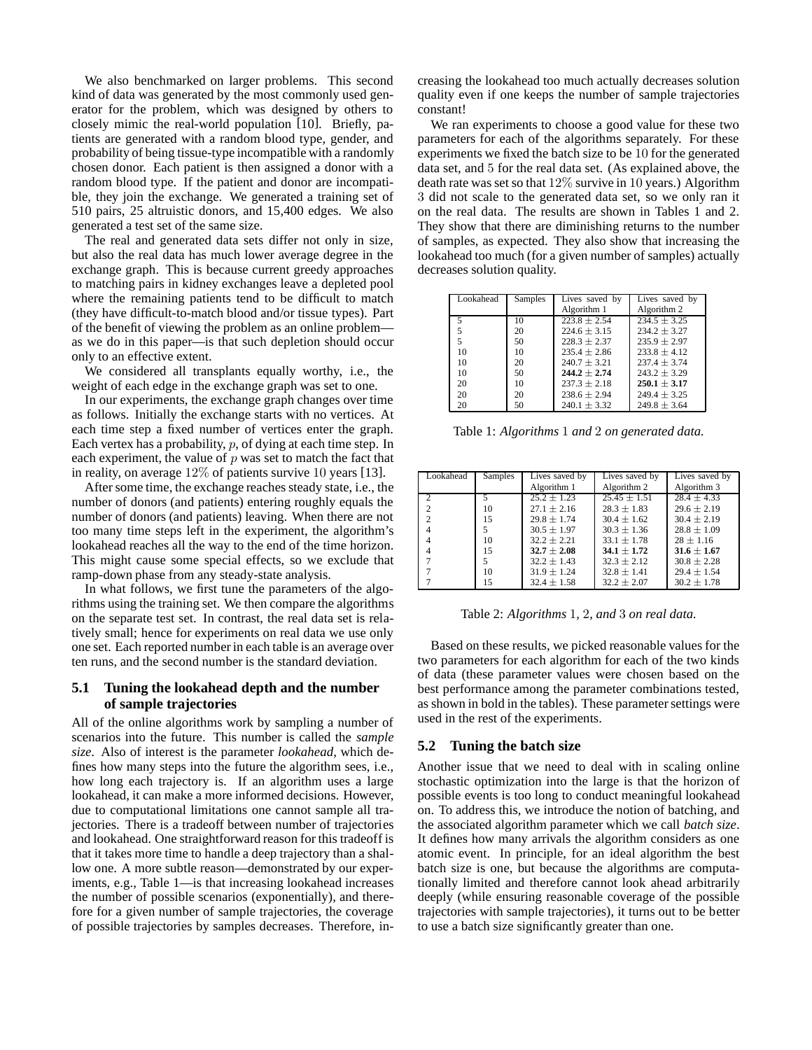We also benchmarked on larger problems. This second kind of data was generated by the most commonly used generator for the problem, which was designed by others to closely mimic the real-world population [10]. Briefly, patients are generated with a random blood type, gender, and probability of being tissue-type incompatible with a randomly chosen donor. Each patient is then assigned a donor with a random blood type. If the patient and donor are incompatible, they join the exchange. We generated a training set of 510 pairs, 25 altruistic donors, and 15,400 edges. We also generated a test set of the same size.

The real and generated data sets differ not only in size, but also the real data has much lower average degree in the exchange graph. This is because current greedy approaches to matching pairs in kidney exchanges leave a depleted pool where the remaining patients tend to be difficult to match (they have difficult-to-match blood and/or tissue types). Part of the benefit of viewing the problem as an online problem—as we do in this paper—is that such depletion should occur only to an effective extent.

We considered all transplants equally worthy, i.e., the weight of each edge in the exchange graph was set to one.

In our experiments, the exchange graph changes over time as follows. Initially the exchange starts with no vertices. At each time step a fixed number of vertices enter the graph. Each vertex has a probability, $p$, of dying at each time step. In each experiment, the value of $p$ was set to match the fact that in reality, on average $12\%$ of patients survive $10$ years [13].

After some time, the exchange reaches steady state, i.e., the number of donors (and patients) entering roughly equals the number of donors (and patients) leaving. When there are not too many time steps left in the experiment, the algorithm's lookahead reaches all the way to the end of the time horizon. This might cause some special effects, so we exclude that ramp-down phase from any steady-state analysis.

In what follows, we first tune the parameters of the algorithms using the training set. We then compare the algorithms on the separate test set. In contrast, the real data set is relatively small; hence for experiments on real data we use only one set. Each reported number in each table is an average over ten runs, and the second number is the standard deviation.

### 5.1 Tuning the lookahead depth and the number of sample trajectories

All of the online algorithms work by sampling a number of scenarios into the future. This number is called the *sample size*. Also of interest is the parameter *lookahead*, which defines how many steps into the future the algorithm sees, i.e., how long each trajectory is. If an algorithm uses a large lookahead, it can make a more informed decisions. However, due to computational limitations one cannot sample all trajectories. There is a tradeoff between number of trajectories and lookahead. One straightforward reason for this tradeoff is that it takes more time to handle a deep trajectory than a shallow one. A more subtle reason—demonstrated by our experiments, e.g., Table 1—is that increasing lookahead increases the number of possible scenarios (exponentially), and therefore for a given number of sample trajectories, the coverage of possible trajectories by samples decreases. Therefore, increasing the lookahead too much actually decreases solution quality even if one keeps the number of sample trajectories constant!

We ran experiments to choose a good value for these two parameters for each of the algorithms separately. For these experiments we fixed the batch size to be $10$ for the generated data set, and $5$ for the real data set. (As explained above, the death rate was set so that $12\%$ survive in $10$ years.) Algorithm $3$ did not scale to the generated data set, so we only ran it on the real data. The results are shown in Tables 1 and 2. They show that there are diminishing returns to the number of samples, as expected. They also show that increasing the lookahead too much (for a given number of samples) actually decreases solution quality.

| Lookahead | Samples | Lives saved by Algorithm 1 | Lives saved by Algorithm 2 |
|---|---|---|---|
| 5 | 10 | $223.8 \pm 2.54$ | $234.5 \pm 3.25$ |
| 5 | 20 | $224.6 \pm 3.15$ | $234.2 \pm 3.27$ |
| 5 | 50 | $228.3 \pm 2.37$ | $235.9 \pm 2.97$ |
| 10 | 10 | $235.4 \pm 2.86$ | $233.8 \pm 4.12$ |
| 10 | 20 | $240.7 \pm 3.21$ | $237.4 \pm 3.74$ |
| 10 | 50 | $\mathbf{244.2 \pm 2.74}$ | $243.2 \pm 3.29$ |
| 20 | 10 | $237.3 \pm 2.18$ | $\mathbf{250.1 \pm 3.17}$ |
| 20 | 20 | $238.6 \pm 2.94$ | $249.4 \pm 3.25$ |
| 20 | 50 | $240.1 \pm 3.32$ | $249.8 \pm 3.64$ |

Table 1: *Algorithms* 1 *and* 2 *on generated data.*

| Lookahead | Samples | Lives saved by Algorithm 1 | Lives saved by Algorithm 2 | Lives saved by Algorithm 3 |
|---|---|---|---|---|
| 2 | 5 | $25.2 \pm 1.23$ | $25.45 \pm 1.51$ | $28.4 \pm 4.33$ |
| 2 | 10 | $27.1 \pm 2.16$ | $28.3 \pm 1.83$ | $29.6 \pm 2.19$ |
| 2 | 15 | $29.8 \pm 1.74$ | $30.4 \pm 1.62$ | $30.4 \pm 2.19$ |
| 4 | 5 | $30.5 \pm 1.97$ | $30.3 \pm 1.36$ | $28.8 \pm 1.09$ |
| 4 | 10 | $32.2 \pm 2.21$ | $33.1 \pm 1.78$ | $28 \pm 1.16$ |
| 4 | 15 | $\mathbf{32.7 \pm 2.08}$ | $\mathbf{34.1 \pm 1.72}$ | $\mathbf{31.6 \pm 1.67}$ |
| 7 | 5 | $32.2 \pm 1.43$ | $32.3 \pm 2.12$ | $30.8 \pm 2.28$ |
| 7 | 10 | $31.9 \pm 1.24$ | $32.8 \pm 1.41$ | $29.4 \pm 1.54$ |
| 7 | 15 | $32.4 \pm 1.58$ | $32.2 \pm 2.07$ | $30.2 \pm 1.78$ |

Table 2: *Algorithms* 1, 2, *and* 3 *on real data.*

Based on these results, we picked reasonable values for the two parameters for each algorithm for each of the two kinds of data (these parameter values were chosen based on the best performance among the parameter combinations tested, as shown in bold in the tables). These parameter settings were used in the rest of the experiments.

### 5.2 Tuning the batch size

Another issue that we need to deal with in scaling online stochastic optimization into the large is that the horizon of possible events is too long to conduct meaningful lookahead on. To address this, we introduce the notion of batching, and the associated algorithm parameter which we call *batch size*. It defines how many arrivals the algorithm considers as one atomic event. In principle, for an ideal algorithm the best batch size is one, but because the algorithms are computationally limited and therefore cannot look ahead arbitrarily deeply (while ensuring reasonable coverage of the possible trajectories with sample trajectories), it turns out to be better to use a batch size significantly greater than one.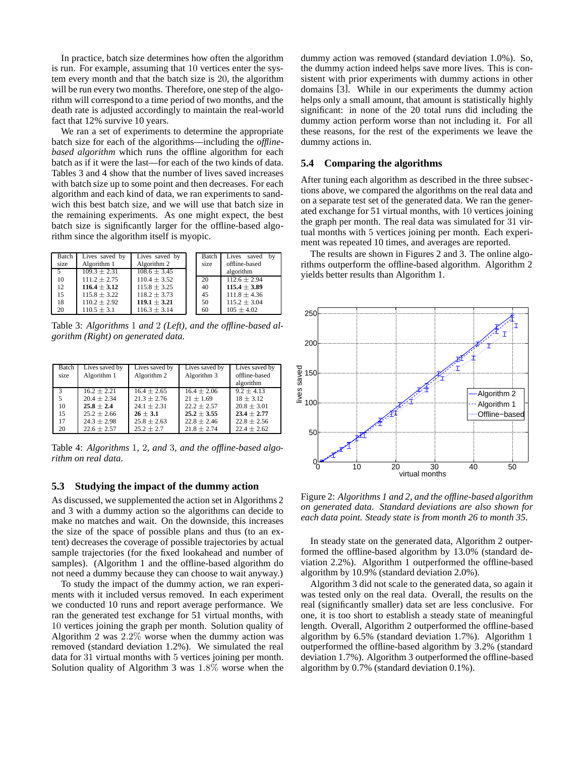In practice, batch size determines how often the algorithm is run. For example, assuming that 10 vertices enter the system every month and that the batch size is 20, the algorithm will be run every two months. Therefore, one step of the algorithm will correspond to a time period of two months, and the death rate is adjusted accordingly to maintain the real-world fact that 12% survive 10 years.

We ran a set of experiments to determine the appropriate batch size for each of the algorithms—including the *offline-based algorithm* which runs the offline algorithm for each batch as if it were the last—for each of the two kinds of data. Tables 3 and 4 show that the number of lives saved increases with batch size up to some point and then decreases. For each algorithm and each kind of data, we ran experiments to sandwich this best batch size, and we will use that batch size in the remaining experiments. As one might expect, the best batch size is significantly larger for the offline-based algorithm since the algorithm itself is myopic.

| Batch size | Lives saved by Algorithm 1 | Lives saved by Algorithm 2 |
|---|---|---|
| 5 | 109.3 ± 2.31 | 108.6 ± 3.45 |
| 10 | 111.2 ± 2.75 | 110.4 ± 3.52 |
| 12 | **116.4 ± 3.12** | 115.8 ± 3.25 |
| 15 | 115.8 ± 3.22 | 118.2 ± 3.73 |
| 18 | 110.2 ± 2.92 | **119.1 ± 3.21** |
| 20 | 110.5 ± 3.1 | 116.3 ± 3.14 |

| Batch size | Lives saved by offline-based algorithm |
|---|---|
| 20 | 112.6 ± 2.94 |
| 40 | **115.4 ± 3.89** |
| 45 | 111.8 ± 4.36 |
| 50 | 115.2 ± 3.04 |
| 60 | 105 ± 4.02 |

Table 3: *Algorithms* 1 *and* 2 *(Left), and the offline-based algorithm (Right) on generated data.*

| Batch size | Lives saved by Algorithm 1 | Lives saved by Algorithm 2 | Lives saved by Algorithm 3 | Lives saved by offline-based algorithm |
|---|---|---|---|---|
| 3 | 16.2 ± 2.21 | 16.4 ± 2.65 | 16.4 ± 2.06 | 9.2 ± 4.13 |
| 5 | 20.4 ± 2.34 | 21.3 ± 2.76 | 21 ± 1.69 | 18 ± 3.12 |
| 10 | **25.8 ± 2.4** | 24.1 ± 2.31 | 22.2 ± 2.57 | 20.8 ± 3.01 |
| 15 | 25.2 ± 2.66 | **26 ± 3.1** | **25.2 ± 3.55** | **23.4 ± 2.77** |
| 17 | 24.3 ± 2.98 | 25.8 ± 2.63 | 22.8 ± 2.46 | 22.8 ± 2.56 |
| 20 | 22.6 ± 2.57 | 25.2 ± 2.7 | 21.8 ± 2.74 | 22.4 ± 2.62 |

Table 4: *Algorithms* 1*,* 2*, and* 3*, and the offline-based algorithm on real data.*

## 5.3 Studying the impact of the dummy action

As discussed, we supplemented the action set in Algorithms 2 and 3 with a dummy action so the algorithms can decide to make no matches and wait. On the downside, this increases the size of the space of possible plans and thus (to an extent) decreases the coverage of possible trajectories by actual sample trajectories (for the fixed lookahead and number of samples). (Algorithm 1 and the offline-based algorithm do not need a dummy because they can choose to wait anyway.)

To study the impact of the dummy action, we ran experiments with it included versus removed. In each experiment we conducted 10 runs and report average performance. We ran the generated test exchange for 51 virtual months, with 10 vertices joining the graph per month. Solution quality of Algorithm 2 was 2.2% worse when the dummy action was removed (standard deviation 1.2%). We simulated the real data for 31 virtual months with 5 vertices joining per month. Solution quality of Algorithm 3 was 1.8% worse when the dummy action was removed (standard deviation 1.0%). So, the dummy action indeed helps save more lives. This is consistent with prior experiments with dummy actions in other domains [3]. While in our experiments the dummy action helps only a small amount, that amount is statistically highly significant: in none of the 20 total runs did including the dummy action perform worse than not including it. For all these reasons, for the rest of the experiments we leave the dummy actions in.

## 5.4 Comparing the algorithms

After tuning each algorithm as described in the three subsections above, we compared the algorithms on the real data and on a separate test set of the generated data. We ran the generated exchange for 51 virtual months, with 10 vertices joining the graph per month. The real data was simulated for 31 virtual months with 5 vertices joining per month. Each experiment was repeated 10 times, and averages are reported.

The results are shown in Figures 2 and 3. The online algorithms outperform the offline-based algorithm. Algorithm 2 yields better results than Algorithm 1.

Figure 2: *Algorithms 1 and 2, and the offline-based algorithm on generated data. Standard deviations are also shown for each data point. Steady state is from month 26 to month 35.*

In steady state on the generated data, Algorithm 2 outperformed the offline-based algorithm by 13.0% (standard deviation 2.2%). Algorithm 1 outperformed the offline-based algorithm by 10.9% (standard deviation 2.0%).

Algorithm 3 did not scale to the generated data, so again it was tested only on the real data. Overall, the results on the real (significantly smaller) data set are less conclusive. For one, it is too short to establish a steady state of meaningful length. Overall, Algorithm 2 outperformed the offline-based algorithm by 6.5% (standard deviation 1.7%). Algorithm 1 outperformed the offline-based algorithm by 3.2% (standard deviation 1.7%). Algorithm 3 outperformed the offline-based algorithm by 0.7% (standard deviation 0.1%).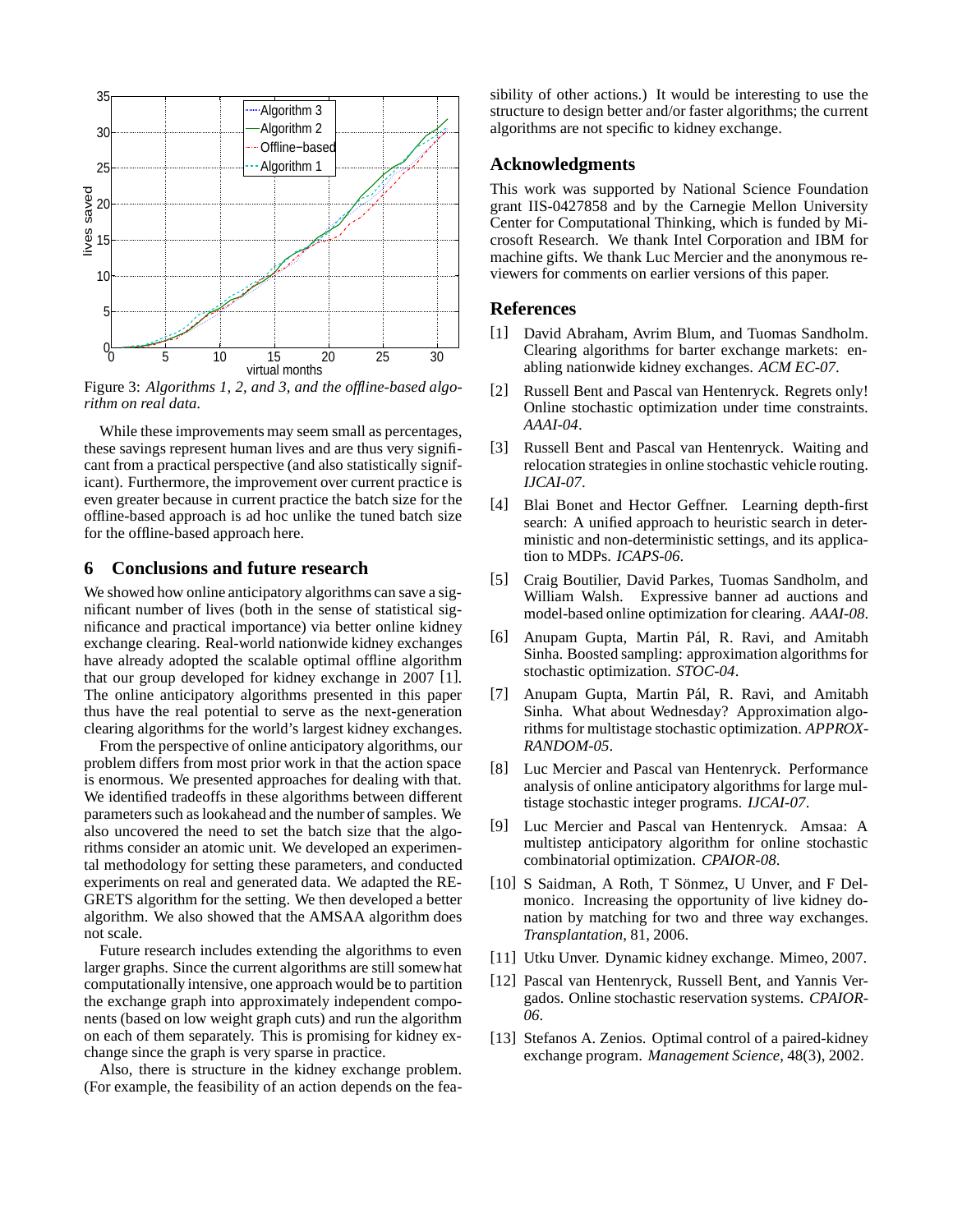35
30
25
20
15
10
5
0
lives saved

0 5 10 15 20 25 30
virtual months

Algorithm 3
Algorithm 2
Offline−based
Algorithm 1

Figure 3: *Algorithms 1, 2, and 3, and the offline-based algorithm on real data.*

While these improvements may seem small as percentages, these savings represent human lives and are thus very significant from a practical perspective (and also statistically significant). Furthermore, the improvement over current practice is even greater because in current practice the batch size for the offline-based approach is ad hoc unlike the tuned batch size for the offline-based approach here.

## 6 Conclusions and future research

We showed how online anticipatory algorithms can save a significant number of lives (both in the sense of statistical significance and practical importance) via better online kidney exchange clearing. Real-world nationwide kidney exchanges have already adopted the scalable optimal offline algorithm that our group developed for kidney exchange in 2007 [1]. The online anticipatory algorithms presented in this paper thus have the real potential to serve as the next-generation clearing algorithms for the world's largest kidney exchanges.

From the perspective of online anticipatory algorithms, our problem differs from most prior work in that the action space is enormous. We presented approaches for dealing with that. We identified tradeoffs in these algorithms between different parameters such as lookahead and the number of samples. We also uncovered the need to set the batch size that the algorithms consider an atomic unit. We developed an experimental methodology for setting these parameters, and conducted experiments on real and generated data. We adapted the REGRETS algorithm for the setting. We then developed a better algorithm. We also showed that the AMSAA algorithm does not scale.

Future research includes extending the algorithms to even larger graphs. Since the current algorithms are still somewhat computationally intensive, one approach would be to partition the exchange graph into approximately independent components (based on low weight graph cuts) and run the algorithm on each of them separately. This is promising for kidney exchange since the graph is very sparse in practice.

Also, there is structure in the kidney exchange problem. (For example, the feasibility of an action depends on the feasibility of other actions.) It would be interesting to use the structure to design better and/or faster algorithms; the current algorithms are not specific to kidney exchange.

## Acknowledgments

This work was supported by National Science Foundation grant IIS-0427858 and by the Carnegie Mellon University Center for Computational Thinking, which is funded by Microsoft Research. We thank Intel Corporation and IBM for machine gifts. We thank Luc Mercier and the anonymous reviewers for comments on earlier versions of this paper.

## References

[1] David Abraham, Avrim Blum, and Tuomas Sandholm. Clearing algorithms for barter exchange markets: enabling nationwide kidney exchanges. *ACM EC-07*.

[2] Russell Bent and Pascal van Hentenryck. Regrets only! Online stochastic optimization under time constraints. *AAAI-04*.

[3] Russell Bent and Pascal van Hentenryck. Waiting and relocation strategies in online stochastic vehicle routing. *IJCAI-07*.

[4] Blai Bonet and Hector Geffner. Learning depth-first search: A unified approach to heuristic search in deterministic and non-deterministic settings, and its application to MDPs. *ICAPS-06*.

[5] Craig Boutilier, David Parkes, Tuomas Sandholm, and William Walsh. Expressive banner ad auctions and model-based online optimization for clearing. *AAAI-08*.

[6] Anupam Gupta, Martin Pál, R. Ravi, and Amitabh Sinha. Boosted sampling: approximation algorithms for stochastic optimization. *STOC-04*.

[7] Anupam Gupta, Martin Pál, R. Ravi, and Amitabh Sinha. What about Wednesday? Approximation algorithms for multistage stochastic optimization. *APPROX-RANDOM-05*.

[8] Luc Mercier and Pascal van Hentenryck. Performance analysis of online anticipatory algorithms for large multistage stochastic integer programs. *IJCAI-07*.

[9] Luc Mercier and Pascal van Hentenryck. Amsaa: A multistep anticipatory algorithm for online stochastic combinatorial optimization. *CPAIOR-08*.

[10] S Saidman, A Roth, T Sönmez, U Unver, and F Delmonico. Increasing the opportunity of live kidney donation by matching for two and three way exchanges. *Transplantation*, 81, 2006.

[11] Utku Unver. Dynamic kidney exchange. Mimeo, 2007.

[12] Pascal van Hentenryck, Russell Bent, and Yannis Vergados. Online stochastic reservation systems. *CPAIOR-06*.

[13] Stefanos A. Zenios. Optimal control of a paired-kidney exchange program. *Management Science*, 48(3), 2002.